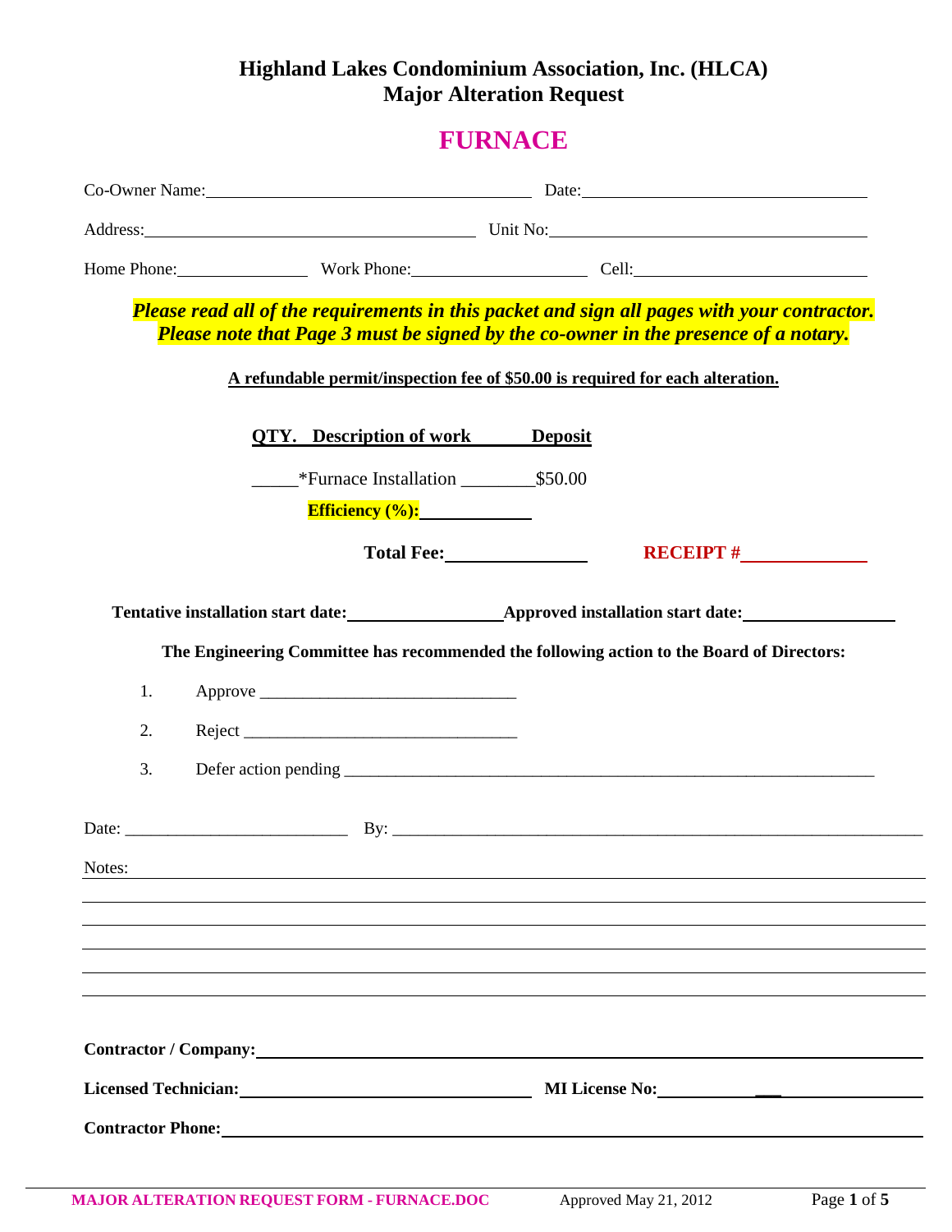# Highland Lakes Condominium Association, Inc. (HLCA)
## Major Alteration Request

# FURNACE

Co-Owner Name:______________________________ Date:______________________________

Address:______________________________ Unit No:______________________________

Home Phone:______________ Work Phone:__________________ Cell:______________________

***Please read all of the requirements in this packet and sign all pages with your contractor.***
***Please note that Page 3 must be signed by the co-owner in the presence of a notary.***

**A refundable permit/inspection fee of $50.00 is required for each alteration.**

| QTY. | Description of work | Deposit |
|---|---|---|
| _____ | *Furnace Installation ________ | $50.00 |

**Efficiency (%):**____________

**Total Fee:**______________ **RECEIPT #**____________

**Tentative installation start date:**________________ **Approved installation start date:**________________

**The Engineering Committee has recommended the following action to the Board of Directors:**

1. Approve ______________________________
2. Reject ________________________________
3. Defer action pending ______________________________________________________________

Date: __________________________ By: ______________________________________________________________

Notes: ______________________________________________________________________________

______________________________________________________________________________

______________________________________________________________________________

______________________________________________________________________________

______________________________________________________________________________

______________________________________________________________________________

**Contractor / Company:**______________________________________________________________

**Licensed Technician:**______________________________ **MI License No:**____________________

**Contractor Phone:**______________________________________________________________

MAJOR ALTERATION REQUEST FORM - FURNACE.DOC Approved May 21, 2012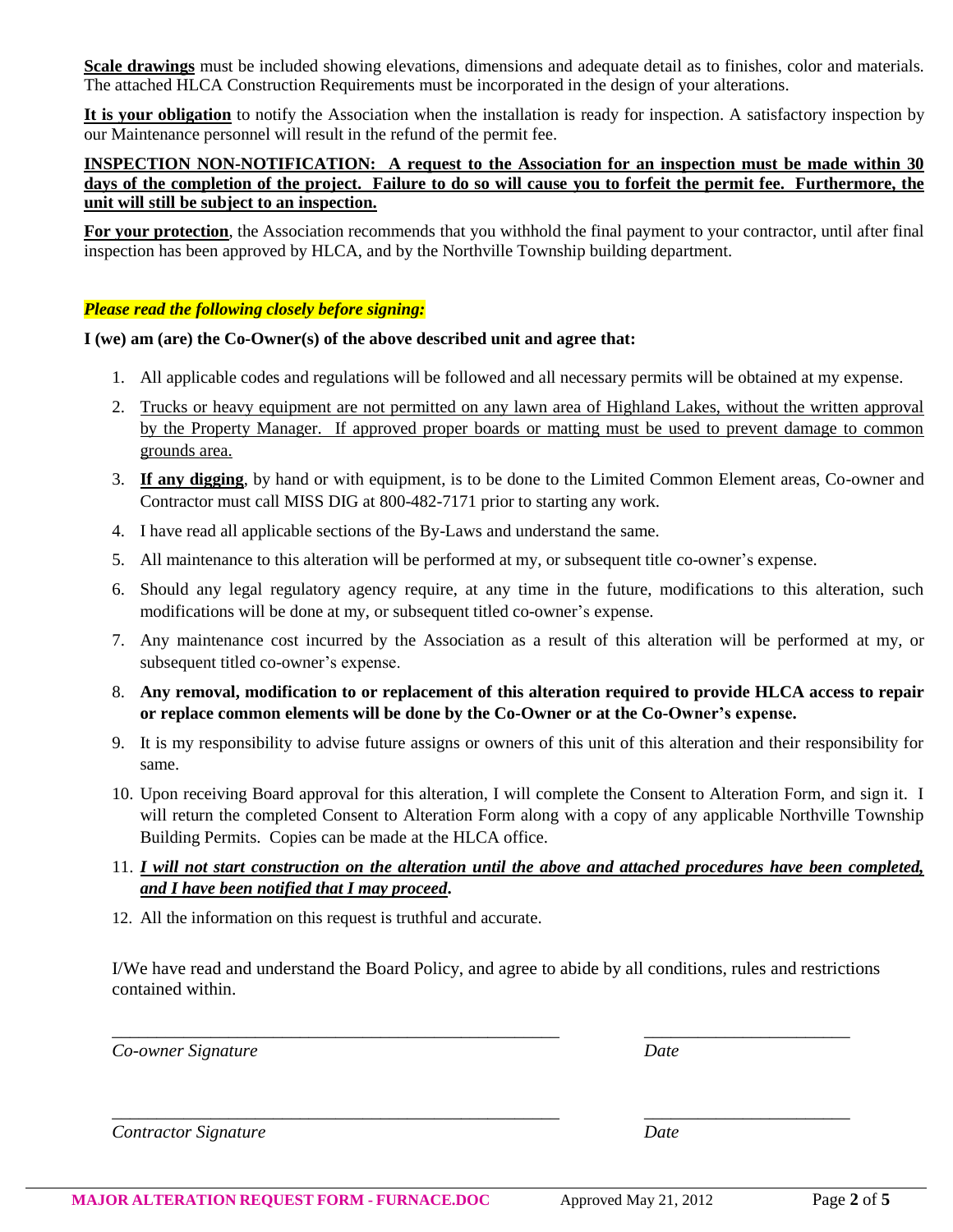**Scale drawings** must be included showing elevations, dimensions and adequate detail as to finishes, color and materials. The attached HLCA Construction Requirements must be incorporated in the design of your alterations.

**It is your obligation** to notify the Association when the installation is ready for inspection. A satisfactory inspection by our Maintenance personnel will result in the refund of the permit fee.

**INSPECTION NON-NOTIFICATION: A request to the Association for an inspection must be made within 30 days of the completion of the project. Failure to do so will cause you to forfeit the permit fee. Furthermore, the unit will still be subject to an inspection.**

**For your protection**, the Association recommends that you withhold the final payment to your contractor, until after final inspection has been approved by HLCA, and by the Northville Township building department.

***Please read the following closely before signing:***

**I (we) am (are) the Co-Owner(s) of the above described unit and agree that:**

1. All applicable codes and regulations will be followed and all necessary permits will be obtained at my expense.
2. Trucks or heavy equipment are not permitted on any lawn area of Highland Lakes, without the written approval by the Property Manager. If approved proper boards or matting must be used to prevent damage to common grounds area.
3. **If any digging**, by hand or with equipment, is to be done to the Limited Common Element areas, Co-owner and Contractor must call MISS DIG at 800-482-7171 prior to starting any work.
4. I have read all applicable sections of the By-Laws and understand the same.
5. All maintenance to this alteration will be performed at my, or subsequent title co-owner's expense.
6. Should any legal regulatory agency require, at any time in the future, modifications to this alteration, such modifications will be done at my, or subsequent titled co-owner's expense.
7. Any maintenance cost incurred by the Association as a result of this alteration will be performed at my, or subsequent titled co-owner's expense.
8. **Any removal, modification to or replacement of this alteration required to provide HLCA access to repair or replace common elements will be done by the Co-Owner or at the Co-Owner's expense.**
9. It is my responsibility to advise future assigns or owners of this unit of this alteration and their responsibility for same.
10. Upon receiving Board approval for this alteration, I will complete the Consent to Alteration Form, and sign it. I will return the completed Consent to Alteration Form along with a copy of any applicable Northville Township Building Permits. Copies can be made at the HLCA office.
11. ***I will not start construction on the alteration until the above and attached procedures have been completed, and I have been notified that I may proceed.***
12. All the information on this request is truthful and accurate.

I/We have read and understand the Board Policy, and agree to abide by all conditions, rules and restrictions contained within.

_____________________________________________ _____________________

*Co-owner Signature* *Date*

_____________________________________________ _____________________

*Contractor Signature* *Date*

MAJOR ALTERATION REQUEST FORM - FURNACE.DOC Approved May 21, 2012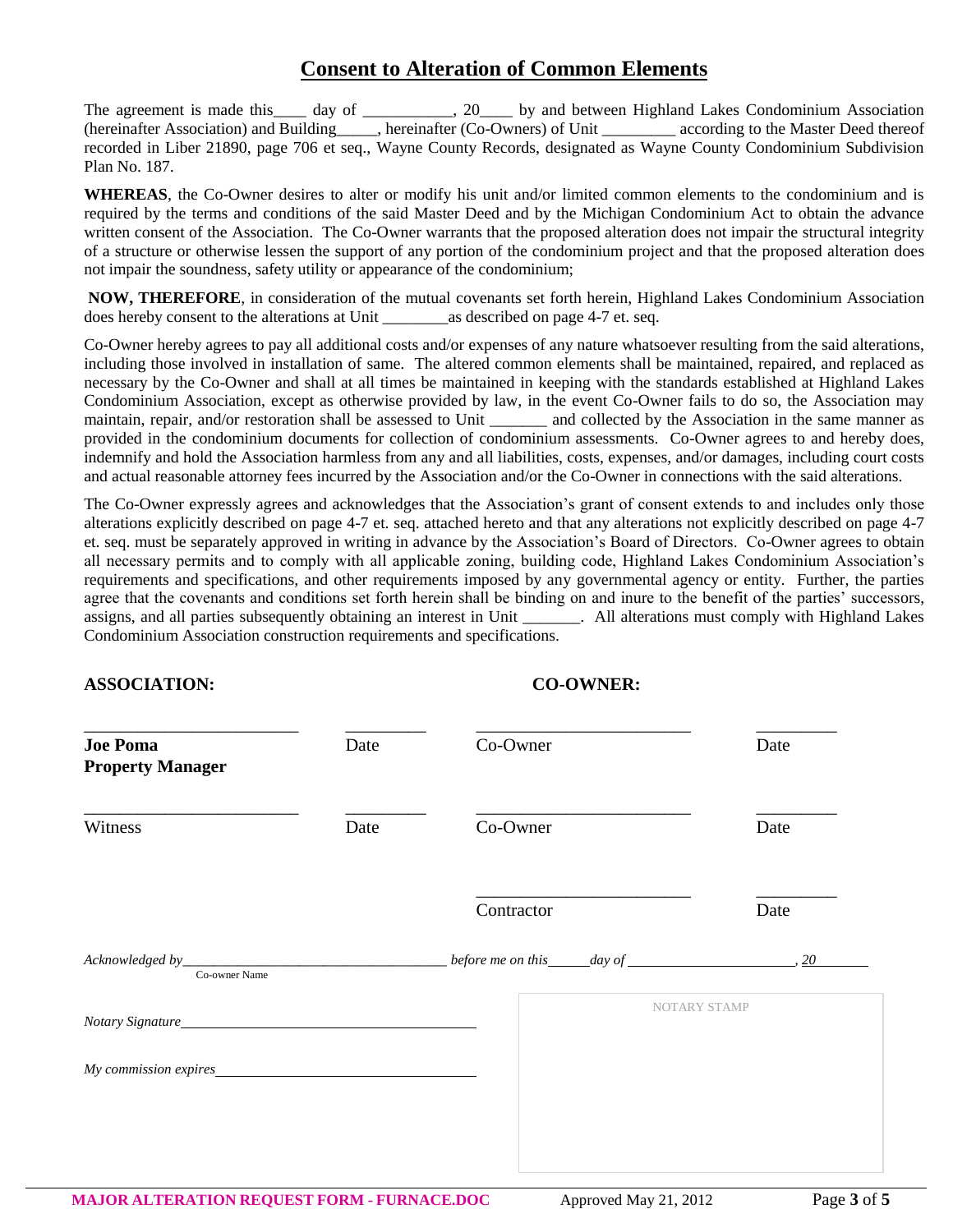# Consent to Alteration of Common Elements

The agreement is made this____ day of ___________, 20____ by and between Highland Lakes Condominium Association (hereinafter Association) and Building_____, hereinafter (Co-Owners) of Unit _________ according to the Master Deed thereof recorded in Liber 21890, page 706 et seq., Wayne County Records, designated as Wayne County Condominium Subdivision Plan No. 187.

**WHEREAS**, the Co-Owner desires to alter or modify his unit and/or limited common elements to the condominium and is required by the terms and conditions of the said Master Deed and by the Michigan Condominium Act to obtain the advance written consent of the Association. The Co-Owner warrants that the proposed alteration does not impair the structural integrity of a structure or otherwise lessen the support of any portion of the condominium project and that the proposed alteration does not impair the soundness, safety utility or appearance of the condominium;

**NOW, THEREFORE**, in consideration of the mutual covenants set forth herein, Highland Lakes Condominium Association does hereby consent to the alterations at Unit ________as described on page 4-7 et. seq.

Co-Owner hereby agrees to pay all additional costs and/or expenses of any nature whatsoever resulting from the said alterations, including those involved in installation of same. The altered common elements shall be maintained, repaired, and replaced as necessary by the Co-Owner and shall at all times be maintained in keeping with the standards established at Highland Lakes Condominium Association, except as otherwise provided by law, in the event Co-Owner fails to do so, the Association may maintain, repair, and/or restoration shall be assessed to Unit _______ and collected by the Association in the same manner as provided in the condominium documents for collection of condominium assessments. Co-Owner agrees to and hereby does, indemnify and hold the Association harmless from any and all liabilities, costs, expenses, and/or damages, including court costs and actual reasonable attorney fees incurred by the Association and/or the Co-Owner in connections with the said alterations.

The Co-Owner expressly agrees and acknowledges that the Association's grant of consent extends to and includes only those alterations explicitly described on page 4-7 et. seq. attached hereto and that any alterations not explicitly described on page 4-7 et. seq. must be separately approved in writing in advance by the Association's Board of Directors. Co-Owner agrees to obtain all necessary permits and to comply with all applicable zoning, building code, Highland Lakes Condominium Association's requirements and specifications, and other requirements imposed by any governmental agency or entity. Further, the parties agree that the covenants and conditions set forth herein shall be binding on and inure to the benefit of the parties' successors, assigns, and all parties subsequently obtaining an interest in Unit _______. All alterations must comply with Highland Lakes Condominium Association construction requirements and specifications.

**ASSOCIATION:** **CO-OWNER:**

| | | | |
|---|---|---|---|
| _________________________ | _________ | _________________________ | _________ |
| **Joe Poma** **Property Manager** | Date | Co-Owner | Date |
| _________________________ | _________ | _________________________ | _________ |
| Witness | Date | Co-Owner | Date |
| | | _________________________ | _________ |
| | | Contractor | Date |

*Acknowledged by*___________________________________ *before me on this*______*day of* ______________________, *20*_______
Co-owner Name

*Notary Signature*_________________________________________

*My commission expires*____________________________________

NOTARY STAMP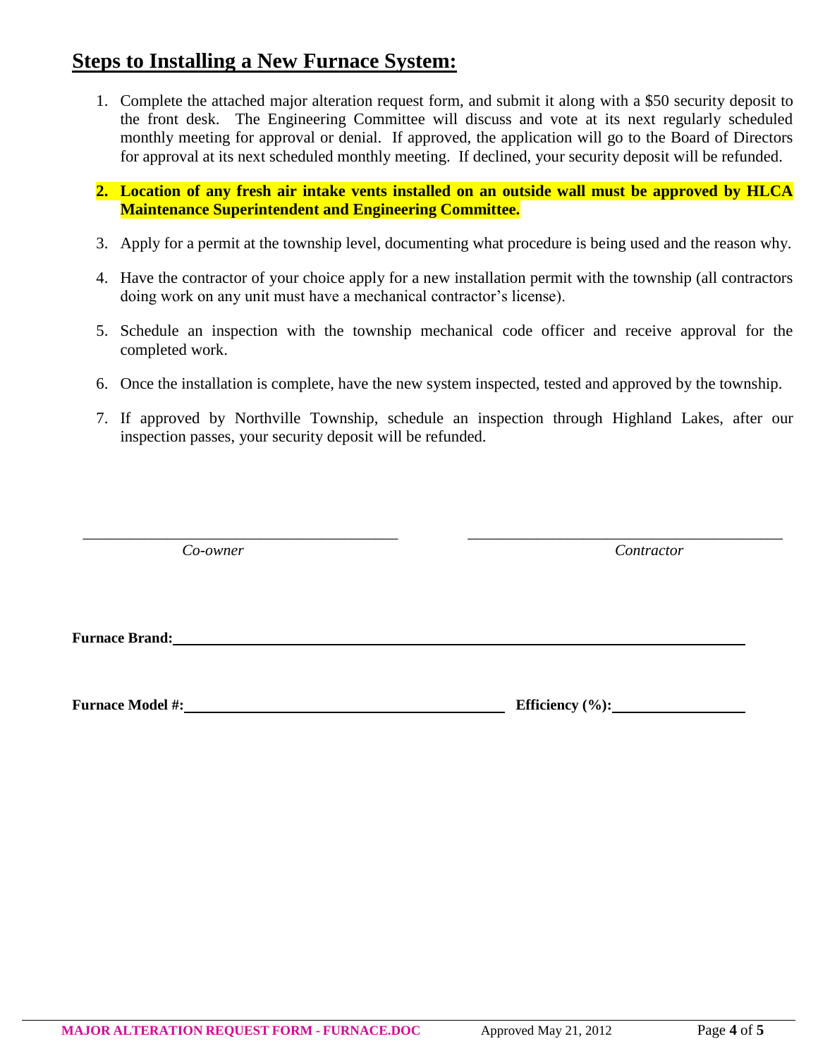## **Steps to Installing a New Furnace System:**

1. Complete the attached major alteration request form, and submit it along with a $50 security deposit to the front desk. The Engineering Committee will discuss and vote at its next regularly scheduled monthly meeting for approval or denial. If approved, the application will go to the Board of Directors for approval at its next scheduled monthly meeting. If declined, your security deposit will be refunded.

2. **Location of any fresh air intake vents installed on an outside wall must be approved by HLCA Maintenance Superintendent and Engineering Committee.**

3. Apply for a permit at the township level, documenting what procedure is being used and the reason why.

4. Have the contractor of your choice apply for a new installation permit with the township (all contractors doing work on any unit must have a mechanical contractor's license).

5. Schedule an inspection with the township mechanical code officer and receive approval for the completed work.

6. Once the installation is complete, have the new system inspected, tested and approved by the township.

7. If approved by Northville Township, schedule an inspection through Highland Lakes, after our inspection passes, your security deposit will be refunded.

\_\_\_\_\_\_\_\_\_\_\_\_\_\_\_\_\_\_\_\_\_\_\_\_\_\_\_\_\_\_\_\_\_\_\_\_\_\_\_\_ \_\_\_\_\_\_\_\_\_\_\_\_\_\_\_\_\_\_\_\_\_\_\_\_\_\_\_\_\_\_\_\_\_\_\_\_\_\_\_\_

*Co-owner* *Contractor*

**Furnace Brand:**\_\_\_\_\_\_\_\_\_\_\_\_\_\_\_\_\_\_\_\_\_\_\_\_\_\_\_\_\_\_\_\_\_\_\_\_\_\_\_\_\_\_\_\_\_\_\_\_\_\_\_\_\_\_\_\_\_\_\_\_\_\_\_\_

**Furnace Model #:**\_\_\_\_\_\_\_\_\_\_\_\_\_\_\_\_\_\_\_\_\_\_\_\_\_\_\_\_\_\_\_\_\_\_\_\_\_ **Efficiency (%):**\_\_\_\_\_\_\_\_\_\_\_\_\_\_\_

MAJOR ALTERATION REQUEST FORM - FURNACE.DOC Approved May 21, 2012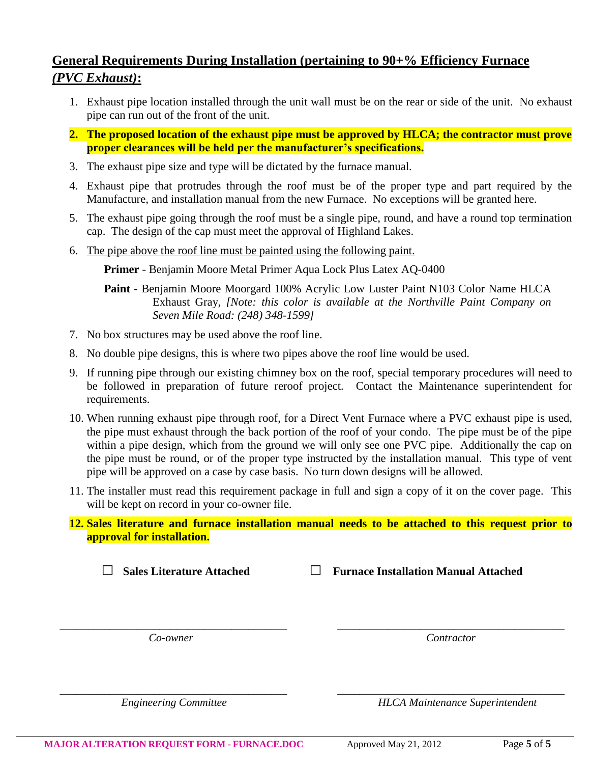## General Requirements During Installation (pertaining to 90+% Efficiency Furnace *(PVC Exhaust)*:

1. Exhaust pipe location installed through the unit wall must be on the rear or side of the unit. No exhaust pipe can run out of the front of the unit.
2. **The proposed location of the exhaust pipe must be approved by HLCA; the contractor must prove proper clearances will be held per the manufacturer's specifications.**
3. The exhaust pipe size and type will be dictated by the furnace manual.
4. Exhaust pipe that protrudes through the roof must be of the proper type and part required by the Manufacture, and installation manual from the new Furnace. No exceptions will be granted here.
5. The exhaust pipe going through the roof must be a single pipe, round, and have a round top termination cap. The design of the cap must meet the approval of Highland Lakes.
6. The pipe above the roof line must be painted using the following paint.

   **Primer** - Benjamin Moore Metal Primer Aqua Lock Plus Latex AQ-0400

   **Paint** - Benjamin Moore Moorgard 100% Acrylic Low Luster Paint N103 Color Name HLCA Exhaust Gray, *[Note: this color is available at the Northville Paint Company on Seven Mile Road: (248) 348-1599]*

7. No box structures may be used above the roof line.
8. No double pipe designs, this is where two pipes above the roof line would be used.
9. If running pipe through our existing chimney box on the roof, special temporary procedures will need to be followed in preparation of future reroof project. Contact the Maintenance superintendent for requirements.
10. When running exhaust pipe through roof, for a Direct Vent Furnace where a PVC exhaust pipe is used, the pipe must exhaust through the back portion of the roof of your condo. The pipe must be of the pipe within a pipe design, which from the ground we will only see one PVC pipe. Additionally the cap on the pipe must be round, or of the proper type instructed by the installation manual. This type of vent pipe will be approved on a case by case basis. No turn down designs will be allowed.
11. The installer must read this requirement package in full and sign a copy of it on the cover page. This will be kept on record in your co-owner file.
12. **Sales literature and furnace installation manual needs to be attached to this request prior to approval for installation.**

☐ **Sales Literature Attached** ☐ **Furnace Installation Manual Attached**

\_\_\_\_\_\_\_\_\_\_\_\_\_\_\_\_\_\_\_\_\_\_\_\_\_\_\_\_\_\_\_\_\_\_\_\_
*Co-owner*

\_\_\_\_\_\_\_\_\_\_\_\_\_\_\_\_\_\_\_\_\_\_\_\_\_\_\_\_\_\_\_\_\_\_\_\_
*Contractor*

\_\_\_\_\_\_\_\_\_\_\_\_\_\_\_\_\_\_\_\_\_\_\_\_\_\_\_\_\_\_\_\_\_\_\_\_
*Engineering Committee*

\_\_\_\_\_\_\_\_\_\_\_\_\_\_\_\_\_\_\_\_\_\_\_\_\_\_\_\_\_\_\_\_\_\_\_\_
*HLCA Maintenance Superintendent*